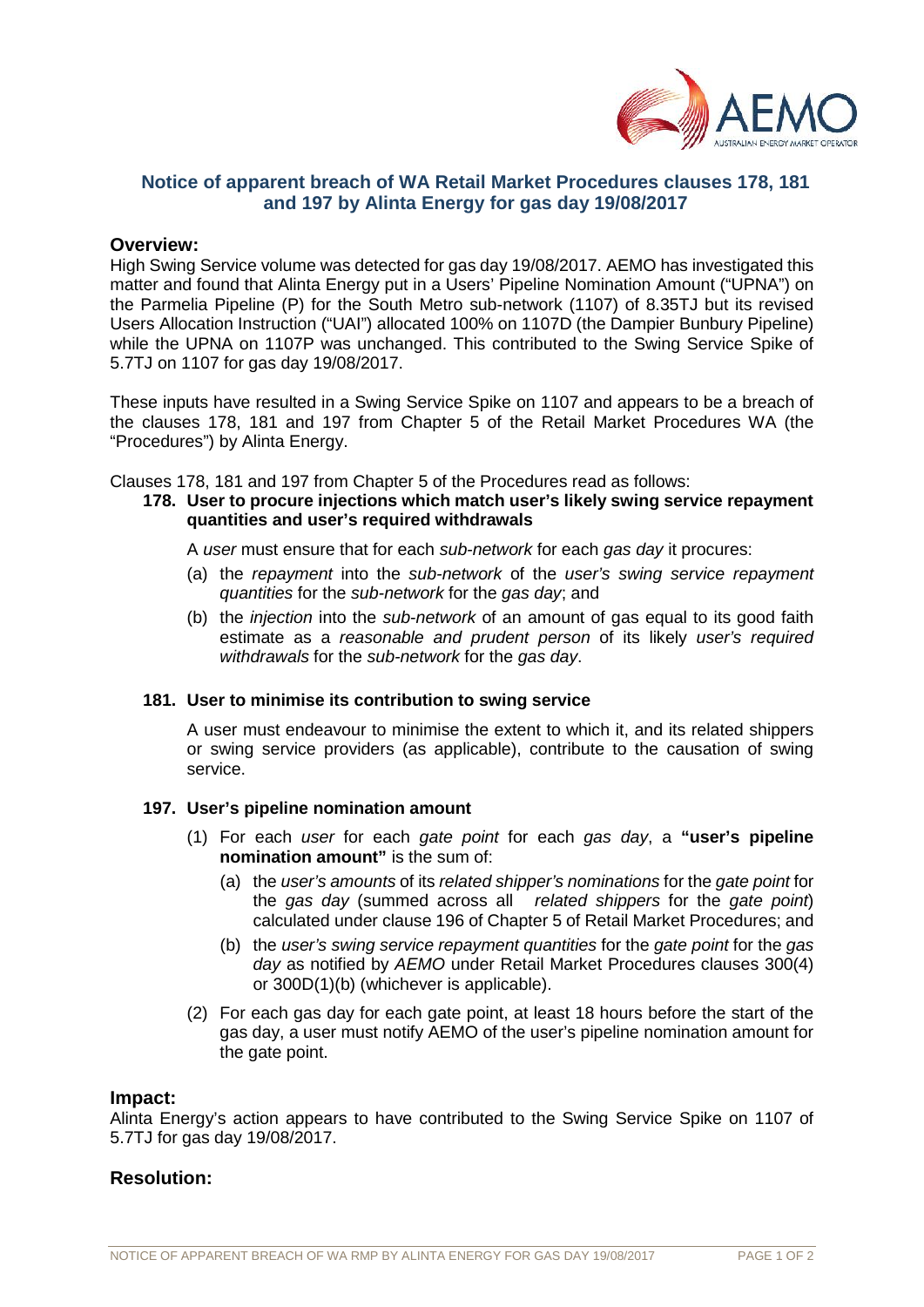## Notice of apparent breach of WA Retail Market Procedures clauses 178, 181 and 197 by Alinta Energy for gas day 19/08/2017

### Overview:

High Swing Service volume was detected for gas day 19/08/2017. AEMO has investigated this matter and found that Alinta Energy put in a Users' Pipeline Nomination Amount ("UPNA") on the Parmelia Pipeline (P) for the South Metro sub-network (1107) of 8.35TJ but its revised Users Allocation Instruction ("UAI") allocated 100% on 1107D (the Dampier Bunbury Pipeline) while the UPNA on 1107P was unchanged. This contributed to the Swing Service Spike of 5.7TJ on 1107 for gas day 19/08/2017.

These inputs have resulted in a Swing Service Spike on 1107 and appears to be a breach of the clauses 178, 181 and 197 from Chapter 5 of the Retail Market Procedures WA (the "Procedures") by Alinta Energy.

Clauses 178, 181 and 197 from Chapter 5 of the Procedures read as follows:

**178. User to procure injections which match user's likely swing service repayment quantities and user's required withdrawals**

A *user* must ensure that for each *sub-network* for each *gas day* it procures:

(a) the *repayment* into the *sub-network* of the *user's swing service repayment quantities* for the *sub-network* for the *gas day*; and

(b) the *injection* into the *sub-network* of an amount of gas equal to its good faith estimate as a *reasonable and prudent person* of its likely *user's required withdrawals* for the *sub-network* for the *gas day*.

**181. User to minimise its contribution to swing service**

A user must endeavour to minimise the extent to which it, and its related shippers or swing service providers (as applicable), contribute to the causation of swing service.

**197. User's pipeline nomination amount**

(1) For each *user* for each *gate point* for each *gas day*, a **"user's pipeline nomination amount"** is the sum of:

(a) the *user's amounts* of its *related shipper's nominations* for the *gate point* for the *gas day* (summed across all *related shippers* for the *gate point*) calculated under clause 196 of Chapter 5 of Retail Market Procedures; and

(b) the *user's swing service repayment quantities* for the *gate point* for the *gas day* as notified by *AEMO* under Retail Market Procedures clauses 300(4) or 300D(1)(b) (whichever is applicable).

(2) For each gas day for each gate point, at least 18 hours before the start of the gas day, a user must notify AEMO of the user's pipeline nomination amount for the gate point.

### Impact:

Alinta Energy's action appears to have contributed to the Swing Service Spike on 1107 of 5.7TJ for gas day 19/08/2017.

### Resolution: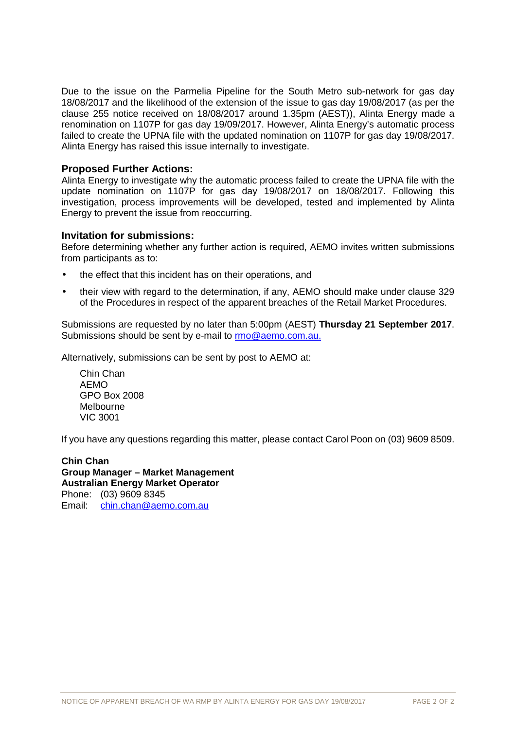Due to the issue on the Parmelia Pipeline for the South Metro sub-network for gas day 18/08/2017 and the likelihood of the extension of the issue to gas day 19/08/2017 (as per the clause 255 notice received on 18/08/2017 around 1.35pm (AEST)), Alinta Energy made a renomination on 1107P for gas day 19/09/2017. However, Alinta Energy's automatic process failed to create the UPNA file with the updated nomination on 1107P for gas day 19/08/2017. Alinta Energy has raised this issue internally to investigate.

### Proposed Further Actions:

Alinta Energy to investigate why the automatic process failed to create the UPNA file with the update nomination on 1107P for gas day 19/08/2017 on 18/08/2017. Following this investigation, process improvements will be developed, tested and implemented by Alinta Energy to prevent the issue from reoccurring.

### Invitation for submissions:

Before determining whether any further action is required, AEMO invites written submissions from participants as to:

- the effect that this incident has on their operations, and
- their view with regard to the determination, if any, AEMO should make under clause 329 of the Procedures in respect of the apparent breaches of the Retail Market Procedures.

Submissions are requested by no later than 5:00pm (AEST) **Thursday 21 September 2017**. Submissions should be sent by e-mail to rmo@aemo.com.au.

Alternatively, submissions can be sent by post to AEMO at:

Chin Chan
AEMO
GPO Box 2008
Melbourne
VIC 3001

If you have any questions regarding this matter, please contact Carol Poon on (03) 9609 8509.

**Chin Chan**
**Group Manager – Market Management**
**Australian Energy Market Operator**
Phone: (03) 9609 8345
Email: chin.chan@aemo.com.au